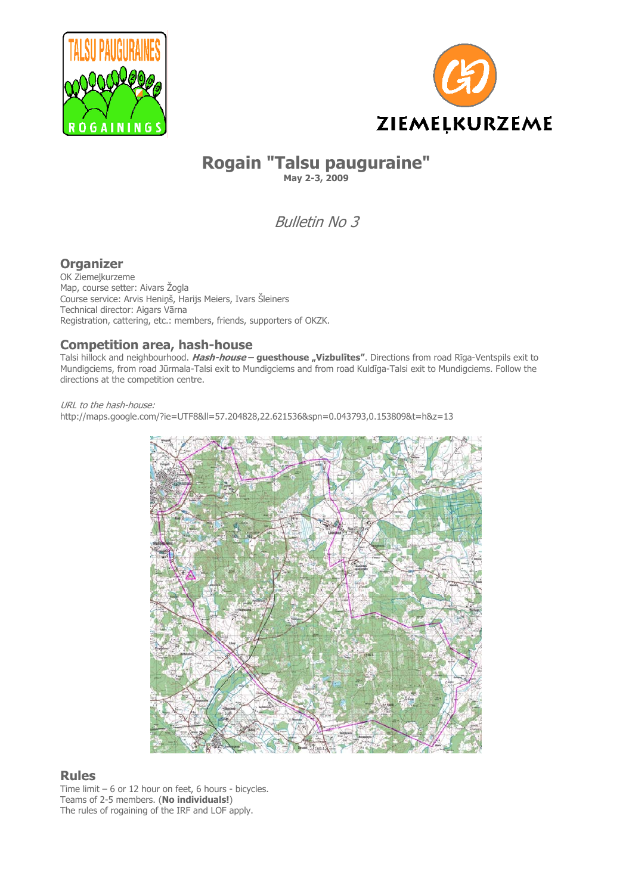# Rogain "Talsu pauguraine"

**May 2-3, 2009**

*Bulletin No 3*

## Organizer

OK Ziemeļkurzeme
Map, course setter: Aivars Žogla
Course service: Arvis Heniņš, Harijs Meiers, Ivars Šleiners
Technical director: Aigars Vārna
Registration, cattering, etc.: members, friends, supporters of OKZK.

## Competition area, hash-house

Talsi hillock and neighbourhood. ***Hash-house* – guesthouse „Vizbulītes"**. Directions from road Rīga-Ventspils exit to Mundigciems, from road Jūrmala-Talsi exit to Mundigciems and from road Kuldīga-Talsi exit to Mundigciems. Follow the directions at the competition centre.

*URL to the hash-house:*
http://maps.google.com/?ie=UTF8&ll=57.204828,22.621536&spn=0.043793,0.153809&t=h&z=13

## Rules

Time limit – 6 or 12 hour on feet, 6 hours - bicycles.
Teams of 2-5 members. (**No individuals!**)
The rules of rogaining of the IRF and LOF apply.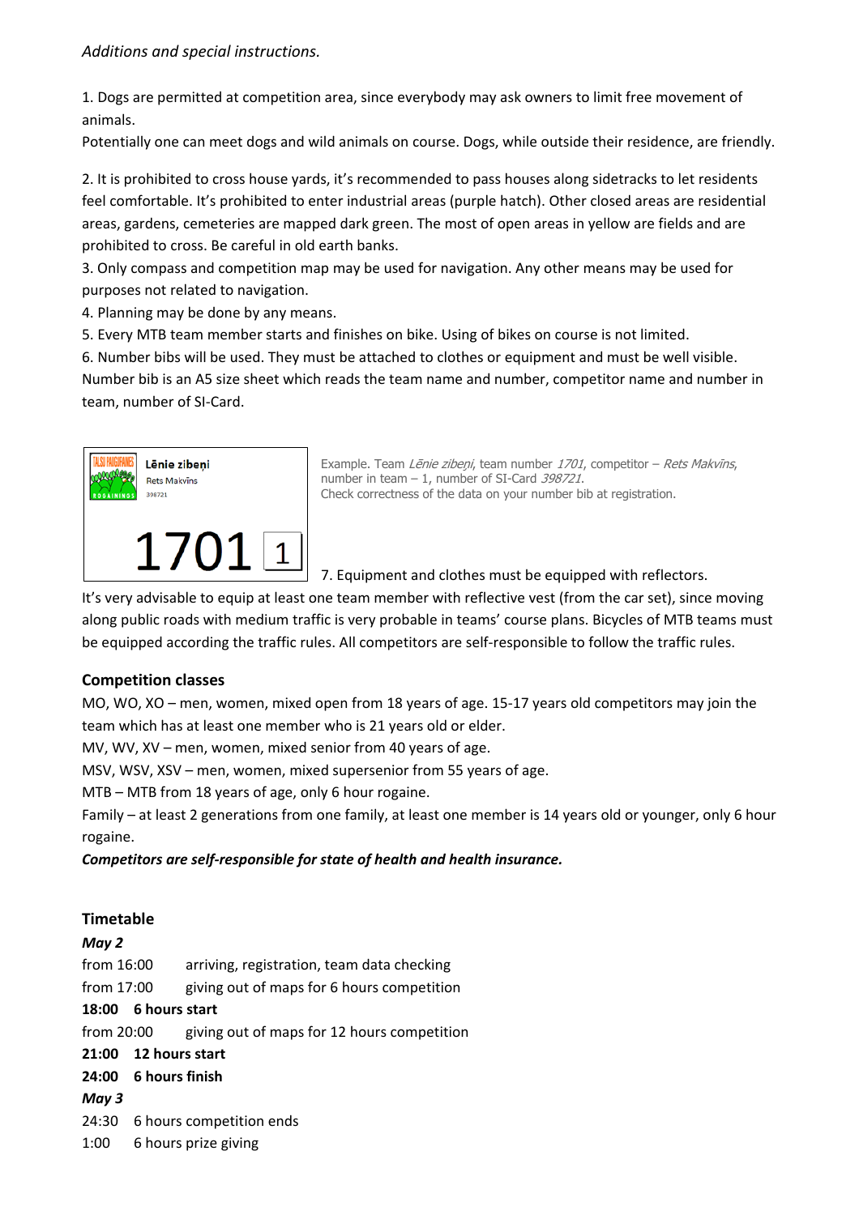*Additions and special instructions.*

1. Dogs are permitted at competition area, since everybody may ask owners to limit free movement of animals.
Potentially one can meet dogs and wild animals on course. Dogs, while outside their residence, are friendly.

2. It is prohibited to cross house yards, it's recommended to pass houses along sidetracks to let residents feel comfortable. It's prohibited to enter industrial areas (purple hatch). Other closed areas are residential areas, gardens, cemeteries are mapped dark green. The most of open areas in yellow are fields and are prohibited to cross. Be careful in old earth banks.
3. Only compass and competition map may be used for navigation. Any other means may be used for purposes not related to navigation.
4. Planning may be done by any means.
5. Every MTB team member starts and finishes on bike. Using of bikes on course is not limited.
6. Number bibs will be used. They must be attached to clothes or equipment and must be well visible. Number bib is an A5 size sheet which reads the team name and number, competitor name and number in team, number of SI-Card.

Lēnie zibeņi
Rets Makvīns
398721
1701 1

Example. Team *Lēnie zibeņi*, team number *1701*, competitor – *Rets Makvīns*, number in team – 1, number of SI-Card *398721*.
Check correctness of the data on your number bib at registration.

7. Equipment and clothes must be equipped with reflectors.
It's very advisable to equip at least one team member with reflective vest (from the car set), since moving along public roads with medium traffic is very probable in teams' course plans. Bicycles of MTB teams must be equipped according the traffic rules. All competitors are self-responsible to follow the traffic rules.

## Competition classes

MO, WO, XO – men, women, mixed open from 18 years of age. 15-17 years old competitors may join the team which has at least one member who is 21 years old or elder.
MV, WV, XV – men, women, mixed senior from 40 years of age.
MSV, WSV, XSV – men, women, mixed supersenior from 55 years of age.
MTB – MTB from 18 years of age, only 6 hour rogaine.
Family – at least 2 generations from one family, at least one member is 14 years old or younger, only 6 hour rogaine.
***Competitors are self-responsible for state of health and health insurance.***

## Timetable

***May 2***

from 16:00 arriving, registration, team data checking
from 17:00 giving out of maps for 6 hours competition
**18:00 6 hours start**
from 20:00 giving out of maps for 12 hours competition
**21:00 12 hours start**
**24:00 6 hours finish**

***May 3***

24:30 6 hours competition ends
1:00 6 hours prize giving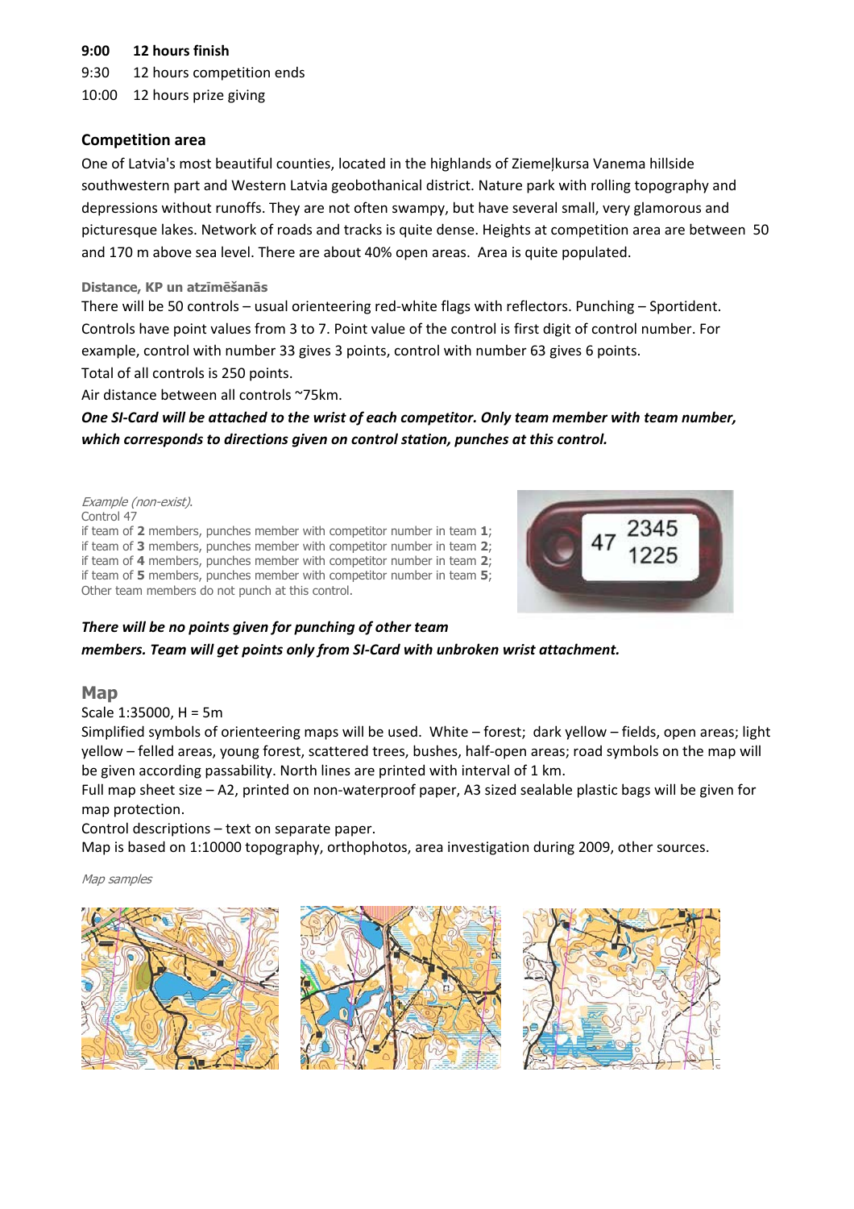**9:00 12 hours finish**

9:30 12 hours competition ends

10:00 12 hours prize giving

## Competition area

One of Latvia's most beautiful counties, located in the highlands of Ziemeļkursa Vanema hillside southwestern part and Western Latvia geobothanical district. Nature park with rolling topography and depressions without runoffs. They are not often swampy, but have several small, very glamorous and picturesque lakes. Network of roads and tracks is quite dense. Heights at competition area are between 50 and 170 m above sea level. There are about 40% open areas. Area is quite populated.

### Distance, KP un atzīmēšanās

There will be 50 controls – usual orienteering red-white flags with reflectors. Punching – Sportident. Controls have point values from 3 to 7. Point value of the control is first digit of control number. For example, control with number 33 gives 3 points, control with number 63 gives 6 points.

Total of all controls is 250 points.

Air distance between all controls ~75km.

***One SI-Card will be attached to the wrist of each competitor. Only team member with team number, which corresponds to directions given on control station, punches at this control.***

*Example (non-exist).*

Control 47

if team of **2** members, punches member with competitor number in team **1**;
if team of **3** members, punches member with competitor number in team **2**;
if team of **4** members, punches member with competitor number in team **2**;
if team of **5** members, punches member with competitor number in team **5**;
Other team members do not punch at this control.

47 2345
1225

***There will be no points given for punching of other team members. Team will get points only from SI-Card with unbroken wrist attachment.***

## Map

Scale 1:35000, H = 5m

Simplified symbols of orienteering maps will be used. White – forest; dark yellow – fields, open areas; light yellow – felled areas, young forest, scattered trees, bushes, half-open areas; road symbols on the map will be given according passability. North lines are printed with interval of 1 km.

Full map sheet size – A2, printed on non-waterproof paper, A3 sized sealable plastic bags will be given for map protection.

Control descriptions – text on separate paper.

Map is based on 1:10000 topography, orthophotos, area investigation during 2009, other sources.

*Map samples*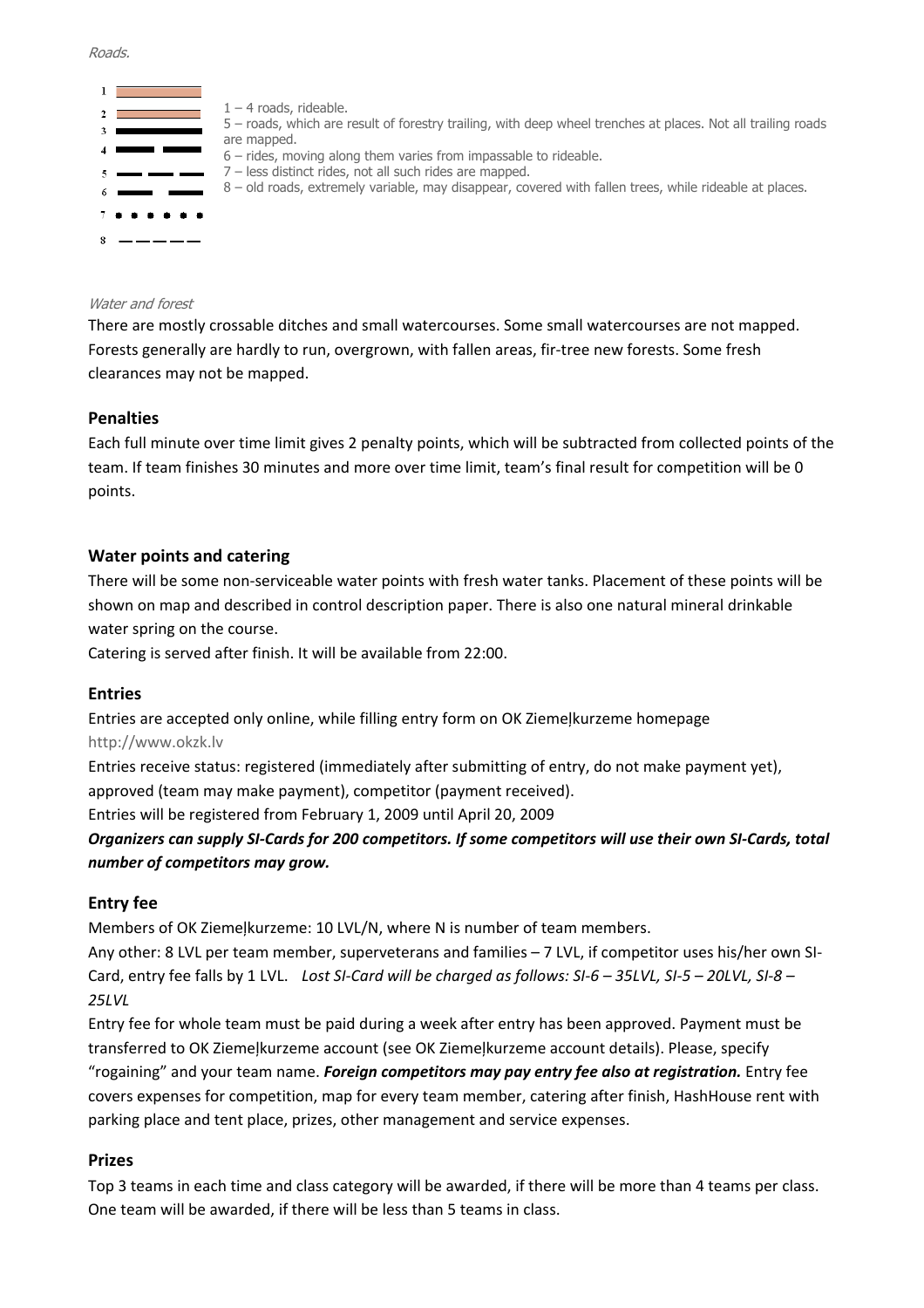*Roads.*

1
2
3
4
5
6
7
8

1 – 4 roads, rideable.
5 – roads, which are result of forestry trailing, with deep wheel trenches at places. Not all trailing roads are mapped.
6 – rides, moving along them varies from impassable to rideable.
7 – less distinct rides, not all such rides are mapped.
8 – old roads, extremely variable, may disappear, covered with fallen trees, while rideable at places.

*Water and forest*

There are mostly crossable ditches and small watercourses. Some small watercourses are not mapped. Forests generally are hardly to run, overgrown, with fallen areas, fir-tree new forests. Some fresh clearances may not be mapped.

## Penalties

Each full minute over time limit gives 2 penalty points, which will be subtracted from collected points of the team. If team finishes 30 minutes and more over time limit, team's final result for competition will be 0 points.

## Water points and catering

There will be some non-serviceable water points with fresh water tanks. Placement of these points will be shown on map and described in control description paper. There is also one natural mineral drinkable water spring on the course.

Catering is served after finish. It will be available from 22:00.

## Entries

Entries are accepted only online, while filling entry form on OK Ziemeļkurzeme homepage http://www.okzk.lv

Entries receive status: registered (immediately after submitting of entry, do not make payment yet), approved (team may make payment), competitor (payment received).

Entries will be registered from February 1, 2009 until April 20, 2009

***Organizers can supply SI-Cards for 200 competitors. If some competitors will use their own SI-Cards, total number of competitors may grow.***

## Entry fee

Members of OK Ziemeļkurzeme: 10 LVL/N, where N is number of team members.

Any other: 8 LVL per team member, superveterans and families – 7 LVL, if competitor uses his/her own SI-Card, entry fee falls by 1 LVL. *Lost SI-Card will be charged as follows: SI-6 – 35LVL, SI-5 – 20LVL, SI-8 – 25LVL*

Entry fee for whole team must be paid during a week after entry has been approved. Payment must be transferred to OK Ziemeļkurzeme account (see OK Ziemeļkurzeme account details). Please, specify "rogaining" and your team name. ***Foreign competitors may pay entry fee also at registration.*** Entry fee covers expenses for competition, map for every team member, catering after finish, HashHouse rent with parking place and tent place, prizes, other management and service expenses.

## Prizes

Top 3 teams in each time and class category will be awarded, if there will be more than 4 teams per class. One team will be awarded, if there will be less than 5 teams in class.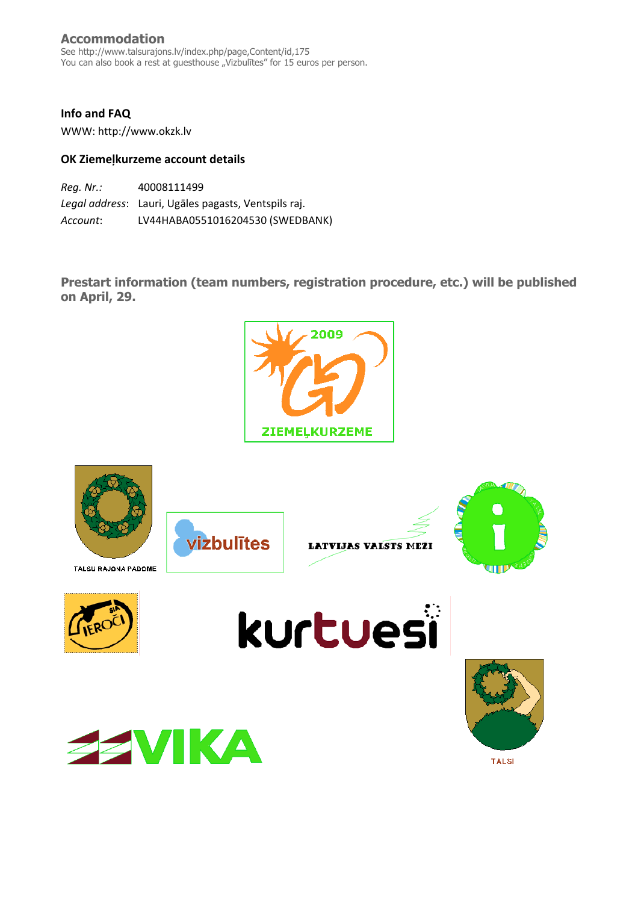## Accommodation

See http://www.talsurajons.lv/index.php/page,Content/id,175
You can also book a rest at guesthouse „Vizbulītes" for 15 euros per person.

### Info and FAQ

WWW: http://www.okzk.lv

### OK Ziemeļkurzeme account details

*Reg. Nr.:* 40008111499
*Legal address*: Lauri, Ugāles pagasts, Ventspils raj.
*Account*: LV44HABA0551016204530 (SWEDBANK)

**Prestart information (team numbers, registration procedure, etc.) will be published on April, 29.**